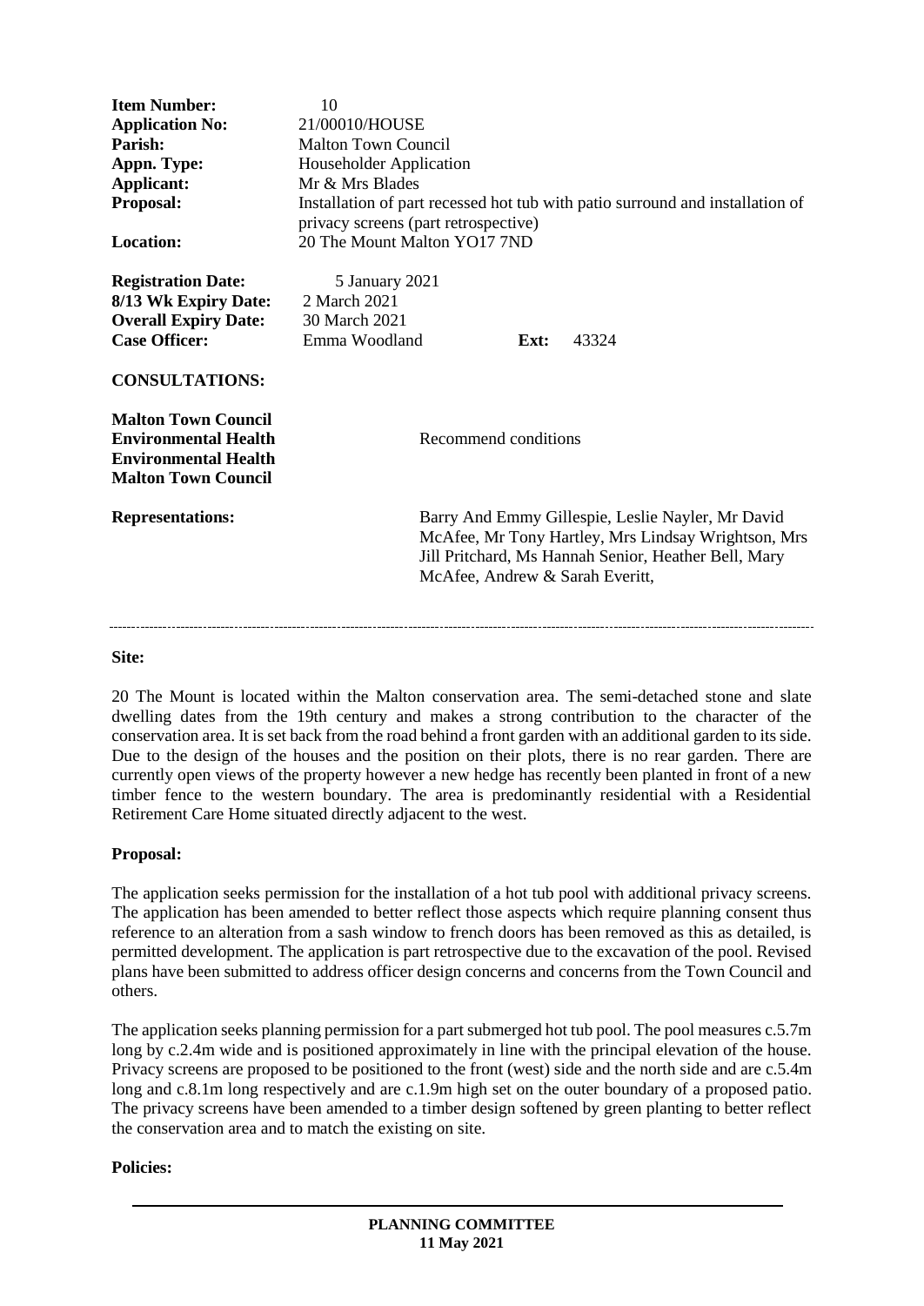| | |
|---|---|
| **Item Number:** | 10 |
| **Application No:** | 21/00010/HOUSE |
| **Parish:** | Malton Town Council |
| **Appn. Type:** | Householder Application |
| **Applicant:** | Mr & Mrs Blades |
| **Proposal:** | Installation of part recessed hot tub with patio surround and installation of privacy screens (part retrospective) |
| **Location:** | 20 The Mount Malton YO17 7ND |

| | | | |
|---|---|---|---|
| **Registration Date:** | 5 January 2021 | | |
| **8/13 Wk Expiry Date:** | 2 March 2021 | | |
| **Overall Expiry Date:** | 30 March 2021 | | |
| **Case Officer:** | Emma Woodland | **Ext:** | 43324 |

**CONSULTATIONS:**

| | |
|---|---|
| **Malton Town Council** | |
| **Environmental Health** | Recommend conditions |
| **Environmental Health** | |
| **Malton Town Council** | |

| | |
|---|---|
| **Representations:** | Barry And Emmy Gillespie, Leslie Nayler, Mr David McAfee, Mr Tony Hartley, Mrs Lindsay Wrightson, Mrs Jill Pritchard, Ms Hannah Senior, Heather Bell, Mary McAfee, Andrew & Sarah Everitt, |

---

**Site:**

20 The Mount is located within the Malton conservation area. The semi-detached stone and slate dwelling dates from the 19th century and makes a strong contribution to the character of the conservation area. It is set back from the road behind a front garden with an additional garden to its side. Due to the design of the houses and the position on their plots, there is no rear garden. There are currently open views of the property however a new hedge has recently been planted in front of a new timber fence to the western boundary. The area is predominantly residential with a Residential Retirement Care Home situated directly adjacent to the west.

**Proposal:**

The application seeks permission for the installation of a hot tub pool with additional privacy screens. The application has been amended to better reflect those aspects which require planning consent thus reference to an alteration from a sash window to french doors has been removed as this as detailed, is permitted development. The application is part retrospective due to the excavation of the pool. Revised plans have been submitted to address officer design concerns and concerns from the Town Council and others.

The application seeks planning permission for a part submerged hot tub pool. The pool measures c.5.7m long by c.2.4m wide and is positioned approximately in line with the principal elevation of the house. Privacy screens are proposed to be positioned to the front (west) side and the north side and are c.5.4m long and c.8.1m long respectively and are c.1.9m high set on the outer boundary of a proposed patio. The privacy screens have been amended to a timber design softened by green planting to better reflect the conservation area and to match the existing on site.

**Policies:**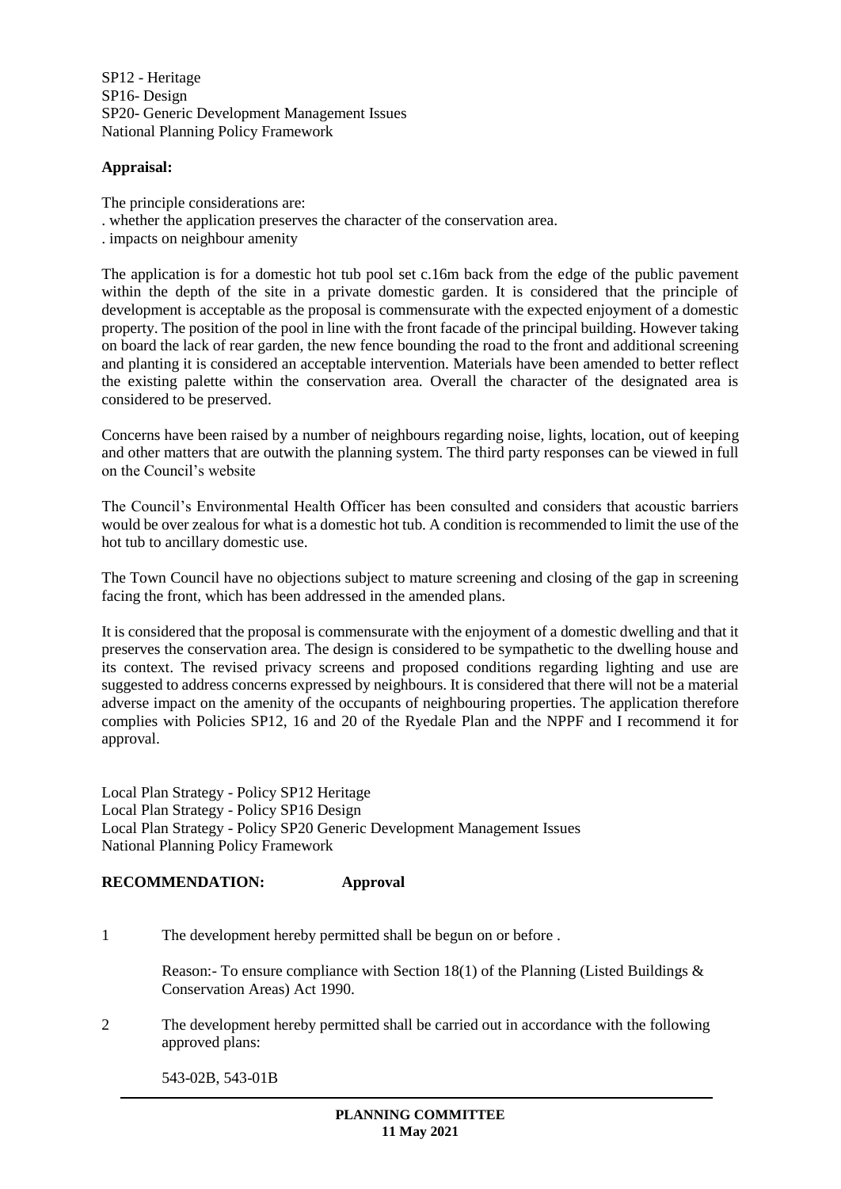SP12 - Heritage
SP16- Design
SP20- Generic Development Management Issues
National Planning Policy Framework

**Appraisal:**

The principle considerations are:
. whether the application preserves the character of the conservation area.
. impacts on neighbour amenity

The application is for a domestic hot tub pool set c.16m back from the edge of the public pavement within the depth of the site in a private domestic garden. It is considered that the principle of development is acceptable as the proposal is commensurate with the expected enjoyment of a domestic property. The position of the pool in line with the front facade of the principal building. However taking on board the lack of rear garden, the new fence bounding the road to the front and additional screening and planting it is considered an acceptable intervention. Materials have been amended to better reflect the existing palette within the conservation area. Overall the character of the designated area is considered to be preserved.

Concerns have been raised by a number of neighbours regarding noise, lights, location, out of keeping and other matters that are outwith the planning system. The third party responses can be viewed in full on the Council's website

The Council's Environmental Health Officer has been consulted and considers that acoustic barriers would be over zealous for what is a domestic hot tub. A condition is recommended to limit the use of the hot tub to ancillary domestic use.

The Town Council have no objections subject to mature screening and closing of the gap in screening facing the front, which has been addressed in the amended plans.

It is considered that the proposal is commensurate with the enjoyment of a domestic dwelling and that it preserves the conservation area. The design is considered to be sympathetic to the dwelling house and its context. The revised privacy screens and proposed conditions regarding lighting and use are suggested to address concerns expressed by neighbours. It is considered that there will not be a material adverse impact on the amenity of the occupants of neighbouring properties. The application therefore complies with Policies SP12, 16 and 20 of the Ryedale Plan and the NPPF and I recommend it for approval.

Local Plan Strategy - Policy SP12 Heritage
Local Plan Strategy - Policy SP16 Design
Local Plan Strategy - Policy SP20 Generic Development Management Issues
National Planning Policy Framework

**RECOMMENDATION: Approval**

1 The development hereby permitted shall be begun on or before .

Reason:- To ensure compliance with Section 18(1) of the Planning (Listed Buildings & Conservation Areas) Act 1990.

2 The development hereby permitted shall be carried out in accordance with the following approved plans:

543-02B, 543-01B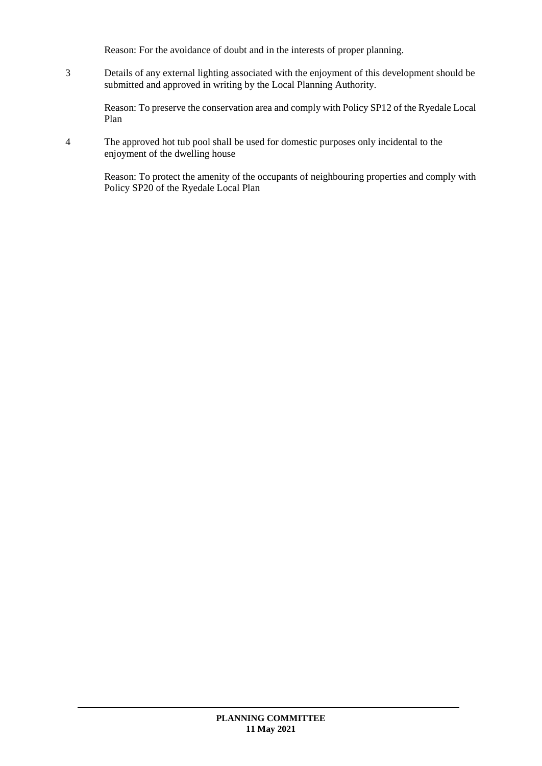Reason: For the avoidance of doubt and in the interests of proper planning.

3 Details of any external lighting associated with the enjoyment of this development should be submitted and approved in writing by the Local Planning Authority.

Reason: To preserve the conservation area and comply with Policy SP12 of the Ryedale Local Plan

4 The approved hot tub pool shall be used for domestic purposes only incidental to the enjoyment of the dwelling house

Reason: To protect the amenity of the occupants of neighbouring properties and comply with Policy SP20 of the Ryedale Local Plan